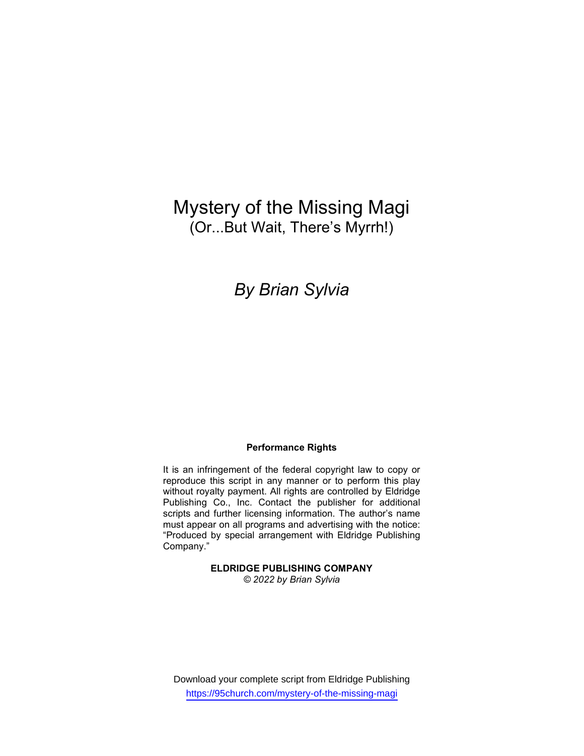# Mystery of the Missing Magi

## (Or...But Wait, There's Myrrh!)

*By Brian Sylvia*

**Performance Rights**

It is an infringement of the federal copyright law to copy or reproduce this script in any manner or to perform this play without royalty payment. All rights are controlled by Eldridge Publishing Co., Inc. Contact the publisher for additional scripts and further licensing information. The author's name must appear on all programs and advertising with the notice: "Produced by special arrangement with Eldridge Publishing Company."

**ELDRIDGE PUBLISHING COMPANY**
*© 2022 by Brian Sylvia*

Download your complete script from Eldridge Publishing
https://95church.com/mystery-of-the-missing-magi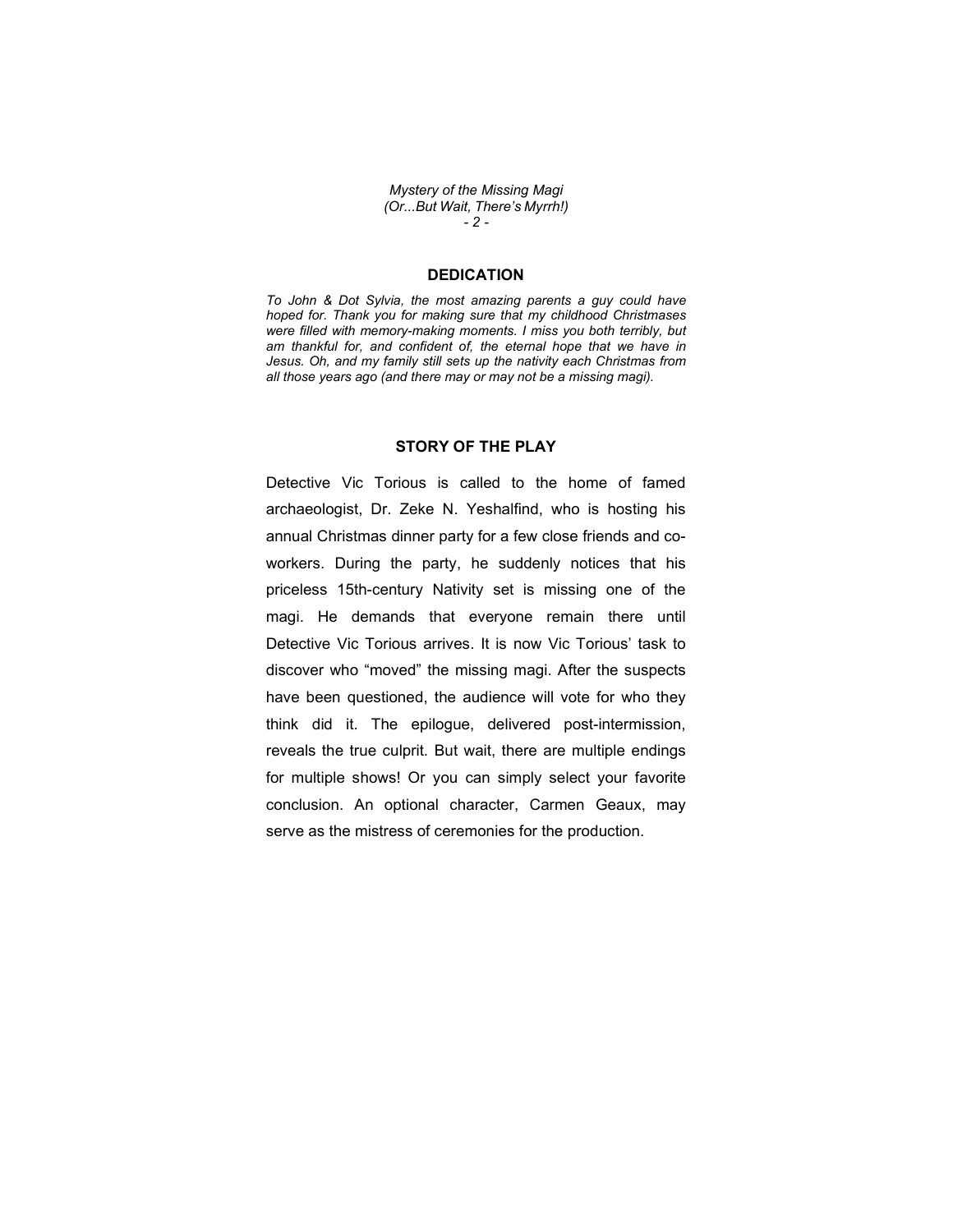## DEDICATION

*To John & Dot Sylvia, the most amazing parents a guy could have hoped for. Thank you for making sure that my childhood Christmases were filled with memory-making moments. I miss you both terribly, but am thankful for, and confident of, the eternal hope that we have in Jesus. Oh, and my family still sets up the nativity each Christmas from all those years ago (and there may or may not be a missing magi).*

## STORY OF THE PLAY

Detective Vic Torious is called to the home of famed archaeologist, Dr. Zeke N. Yeshalfind, who is hosting his annual Christmas dinner party for a few close friends and co-workers. During the party, he suddenly notices that his priceless 15th-century Nativity set is missing one of the magi. He demands that everyone remain there until Detective Vic Torious arrives. It is now Vic Torious' task to discover who "moved" the missing magi. After the suspects have been questioned, the audience will vote for who they think did it. The epilogue, delivered post-intermission, reveals the true culprit. But wait, there are multiple endings for multiple shows! Or you can simply select your favorite conclusion. An optional character, Carmen Geaux, may serve as the mistress of ceremonies for the production.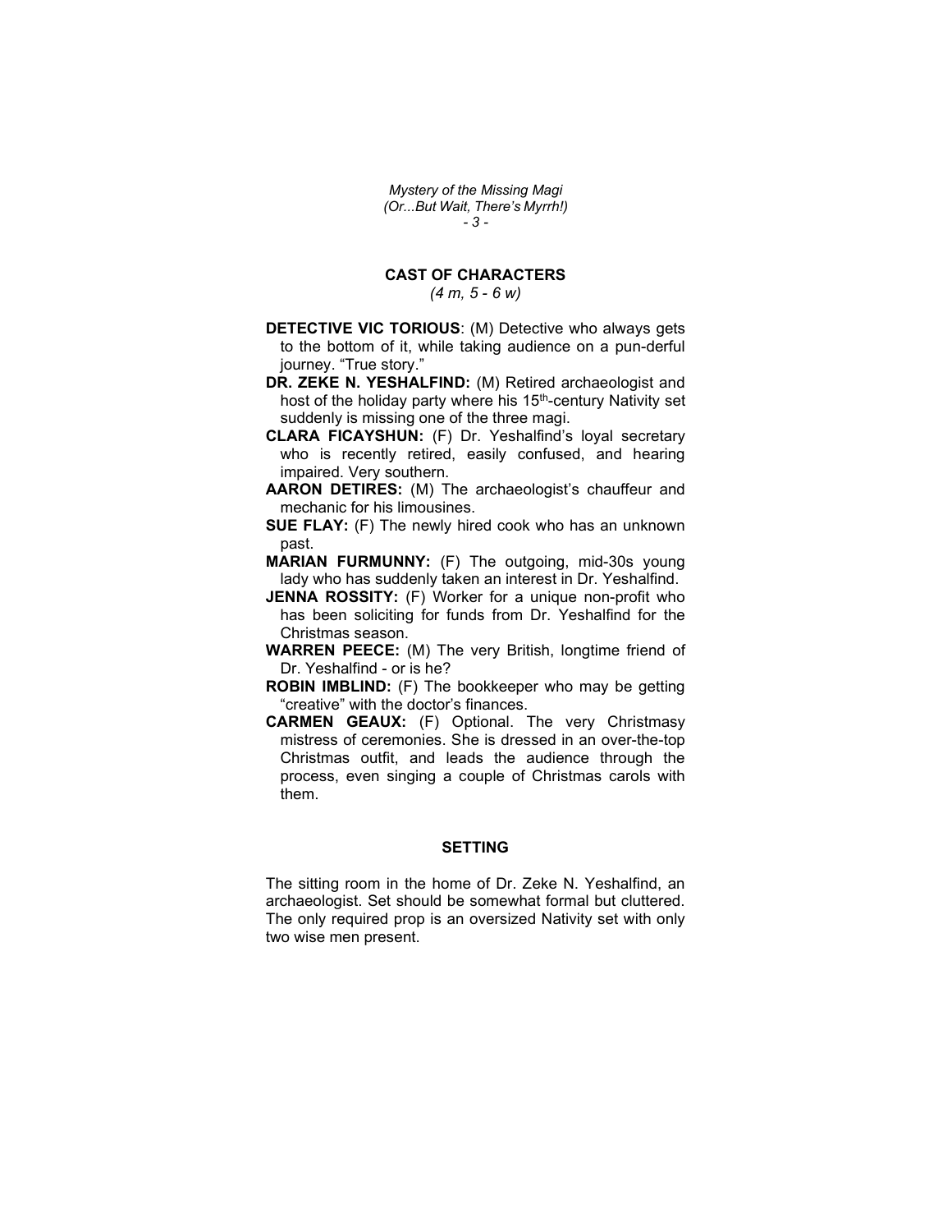## CAST OF CHARACTERS

*(4 m, 5 - 6 w)*

**DETECTIVE VIC TORIOUS**: (M) Detective who always gets to the bottom of it, while taking audience on a pun-derful journey. "True story."

**DR. ZEKE N. YESHALFIND:** (M) Retired archaeologist and host of the holiday party where his 15th-century Nativity set suddenly is missing one of the three magi.

**CLARA FICAYSHUN:** (F) Dr. Yeshalfind's loyal secretary who is recently retired, easily confused, and hearing impaired. Very southern.

**AARON DETIRES:** (M) The archaeologist's chauffeur and mechanic for his limousines.

**SUE FLAY:** (F) The newly hired cook who has an unknown past.

**MARIAN FURMUNNY:** (F) The outgoing, mid-30s young lady who has suddenly taken an interest in Dr. Yeshalfind.

**JENNA ROSSITY:** (F) Worker for a unique non-profit who has been soliciting for funds from Dr. Yeshalfind for the Christmas season.

**WARREN PEECE:** (M) The very British, longtime friend of Dr. Yeshalfind - or is he?

**ROBIN IMBLIND:** (F) The bookkeeper who may be getting "creative" with the doctor's finances.

**CARMEN GEAUX:** (F) Optional. The very Christmasy mistress of ceremonies. She is dressed in an over-the-top Christmas outfit, and leads the audience through the process, even singing a couple of Christmas carols with them.

## SETTING

The sitting room in the home of Dr. Zeke N. Yeshalfind, an archaeologist. Set should be somewhat formal but cluttered. The only required prop is an oversized Nativity set with only two wise men present.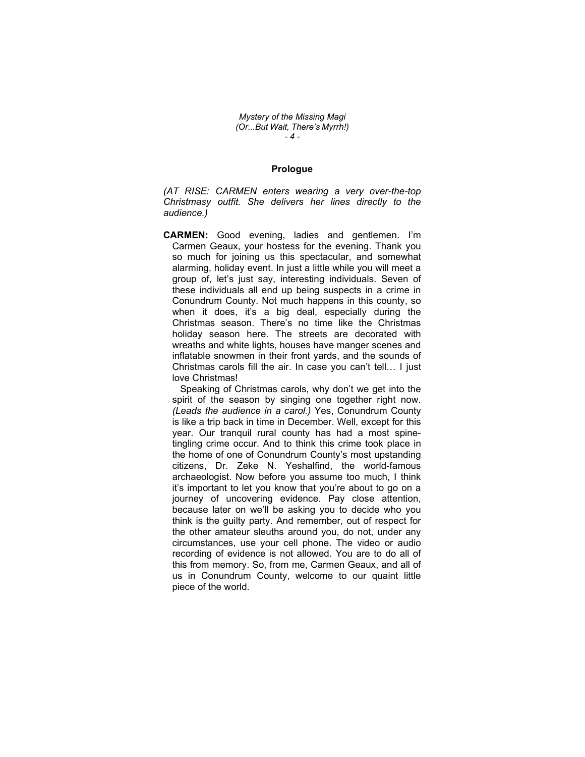## Prologue

*(AT RISE: CARMEN enters wearing a very over-the-top Christmasy outfit. She delivers her lines directly to the audience.)*

**CARMEN:** Good evening, ladies and gentlemen. I'm Carmen Geaux, your hostess for the evening. Thank you so much for joining us this spectacular, and somewhat alarming, holiday event. In just a little while you will meet a group of, let's just say, interesting individuals. Seven of these individuals all end up being suspects in a crime in Conundrum County. Not much happens in this county, so when it does, it's a big deal, especially during the Christmas season. There's no time like the Christmas holiday season here. The streets are decorated with wreaths and white lights, houses have manger scenes and inflatable snowmen in their front yards, and the sounds of Christmas carols fill the air. In case you can't tell… I just love Christmas!

Speaking of Christmas carols, why don't we get into the spirit of the season by singing one together right now. *(Leads the audience in a carol.)* Yes, Conundrum County is like a trip back in time in December. Well, except for this year. Our tranquil rural county has had a most spine-tingling crime occur. And to think this crime took place in the home of one of Conundrum County's most upstanding citizens, Dr. Zeke N. Yeshalfind, the world-famous archaeologist. Now before you assume too much, I think it's important to let you know that you're about to go on a journey of uncovering evidence. Pay close attention, because later on we'll be asking you to decide who you think is the guilty party. And remember, out of respect for the other amateur sleuths around you, do not, under any circumstances, use your cell phone. The video or audio recording of evidence is not allowed. You are to do all of this from memory. So, from me, Carmen Geaux, and all of us in Conundrum County, welcome to our quaint little piece of the world.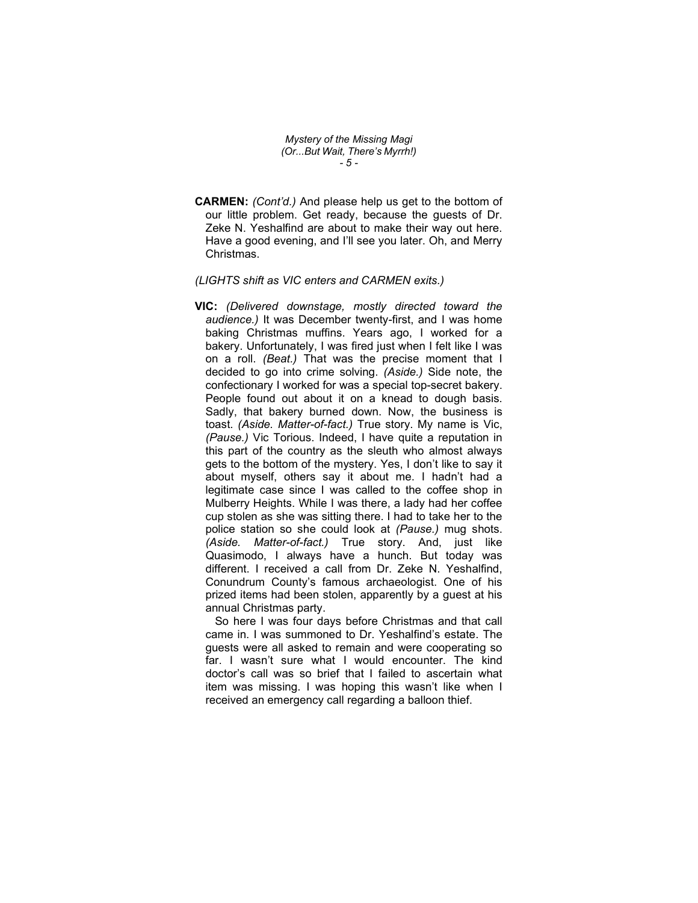**CARMEN:** *(Cont'd.)* And please help us get to the bottom of our little problem. Get ready, because the guests of Dr. Zeke N. Yeshalfind are about to make their way out here. Have a good evening, and I'll see you later. Oh, and Merry Christmas.

*(LIGHTS shift as VIC enters and CARMEN exits.)*

**VIC:** *(Delivered downstage, mostly directed toward the audience.)* It was December twenty-first, and I was home baking Christmas muffins. Years ago, I worked for a bakery. Unfortunately, I was fired just when I felt like I was on a roll. *(Beat.)* That was the precise moment that I decided to go into crime solving. *(Aside.)* Side note, the confectionary I worked for was a special top-secret bakery. People found out about it on a knead to dough basis. Sadly, that bakery burned down. Now, the business is toast. *(Aside. Matter-of-fact.)* True story. My name is Vic, *(Pause.)* Vic Torious. Indeed, I have quite a reputation in this part of the country as the sleuth who almost always gets to the bottom of the mystery. Yes, I don't like to say it about myself, others say it about me. I hadn't had a legitimate case since I was called to the coffee shop in Mulberry Heights. While I was there, a lady had her coffee cup stolen as she was sitting there. I had to take her to the police station so she could look at *(Pause.)* mug shots. *(Aside. Matter-of-fact.)* True story. And, just like Quasimodo, I always have a hunch. But today was different. I received a call from Dr. Zeke N. Yeshalfind, Conundrum County's famous archaeologist. One of his prized items had been stolen, apparently by a guest at his annual Christmas party.

So here I was four days before Christmas and that call came in. I was summoned to Dr. Yeshalfind's estate. The guests were all asked to remain and were cooperating so far. I wasn't sure what I would encounter. The kind doctor's call was so brief that I failed to ascertain what item was missing. I was hoping this wasn't like when I received an emergency call regarding a balloon thief.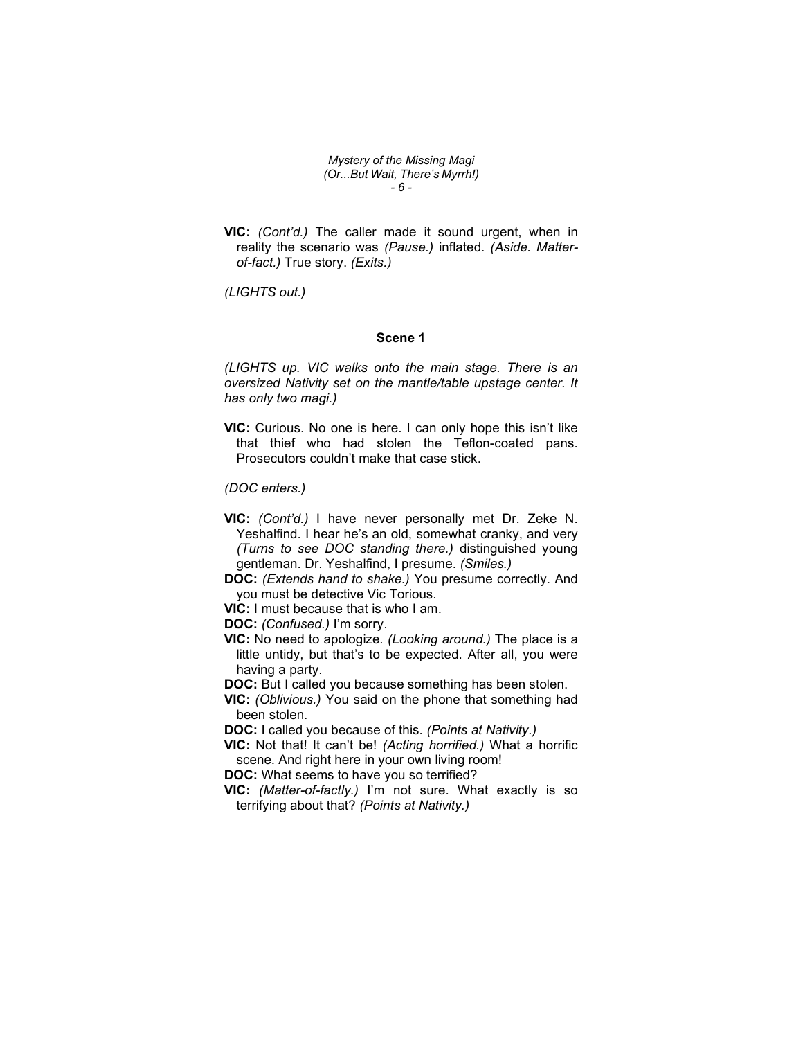**VIC:** *(Cont'd.)* The caller made it sound urgent, when in reality the scenario was *(Pause.)* inflated. *(Aside. Matter-of-fact.)* True story. *(Exits.)*

*(LIGHTS out.)*

## Scene 1

*(LIGHTS up. VIC walks onto the main stage. There is an oversized Nativity set on the mantle/table upstage center. It has only two magi.)*

**VIC:** Curious. No one is here. I can only hope this isn't like that thief who had stolen the Teflon-coated pans. Prosecutors couldn't make that case stick.

*(DOC enters.)*

**VIC:** *(Cont'd.)* I have never personally met Dr. Zeke N. Yeshalfind. I hear he's an old, somewhat cranky, and very *(Turns to see DOC standing there.)* distinguished young gentleman. Dr. Yeshalfind, I presume. *(Smiles.)*

**DOC:** *(Extends hand to shake.)* You presume correctly. And you must be detective Vic Torious.

**VIC:** I must because that is who I am.

**DOC:** *(Confused.)* I'm sorry.

**VIC:** No need to apologize. *(Looking around.)* The place is a little untidy, but that's to be expected. After all, you were having a party.

**DOC:** But I called you because something has been stolen.

**VIC:** *(Oblivious.)* You said on the phone that something had been stolen.

**DOC:** I called you because of this. *(Points at Nativity.)*

**VIC:** Not that! It can't be! *(Acting horrified.)* What a horrific scene. And right here in your own living room!

**DOC:** What seems to have you so terrified?

**VIC:** *(Matter-of-factly.)* I'm not sure. What exactly is so terrifying about that? *(Points at Nativity.)*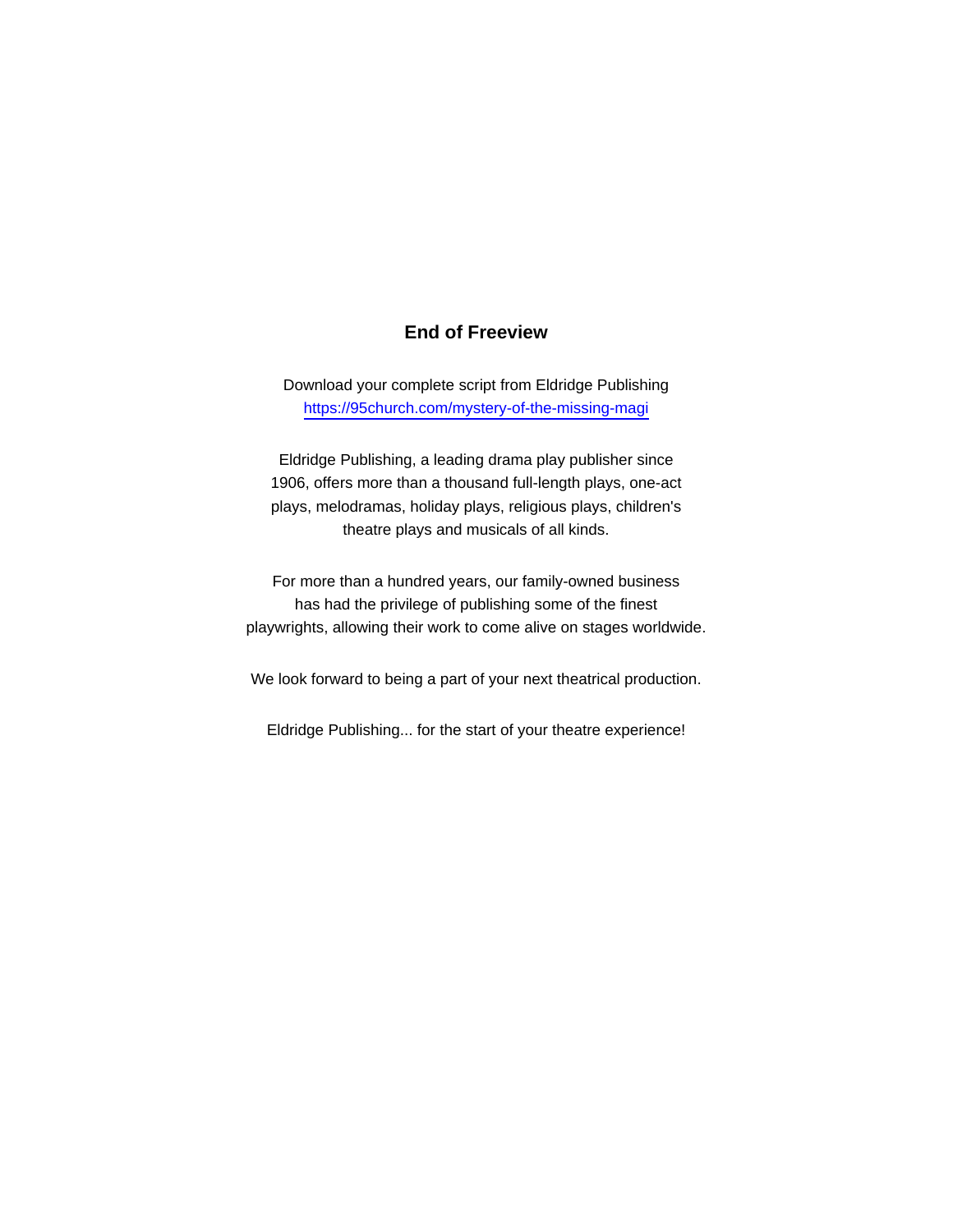## End of Freeview

Download your complete script from Eldridge Publishing
https://95church.com/mystery-of-the-missing-magi

Eldridge Publishing, a leading drama play publisher since 1906, offers more than a thousand full-length plays, one-act plays, melodramas, holiday plays, religious plays, children's theatre plays and musicals of all kinds.

For more than a hundred years, our family-owned business has had the privilege of publishing some of the finest playwrights, allowing their work to come alive on stages worldwide.

We look forward to being a part of your next theatrical production.

Eldridge Publishing... for the start of your theatre experience!